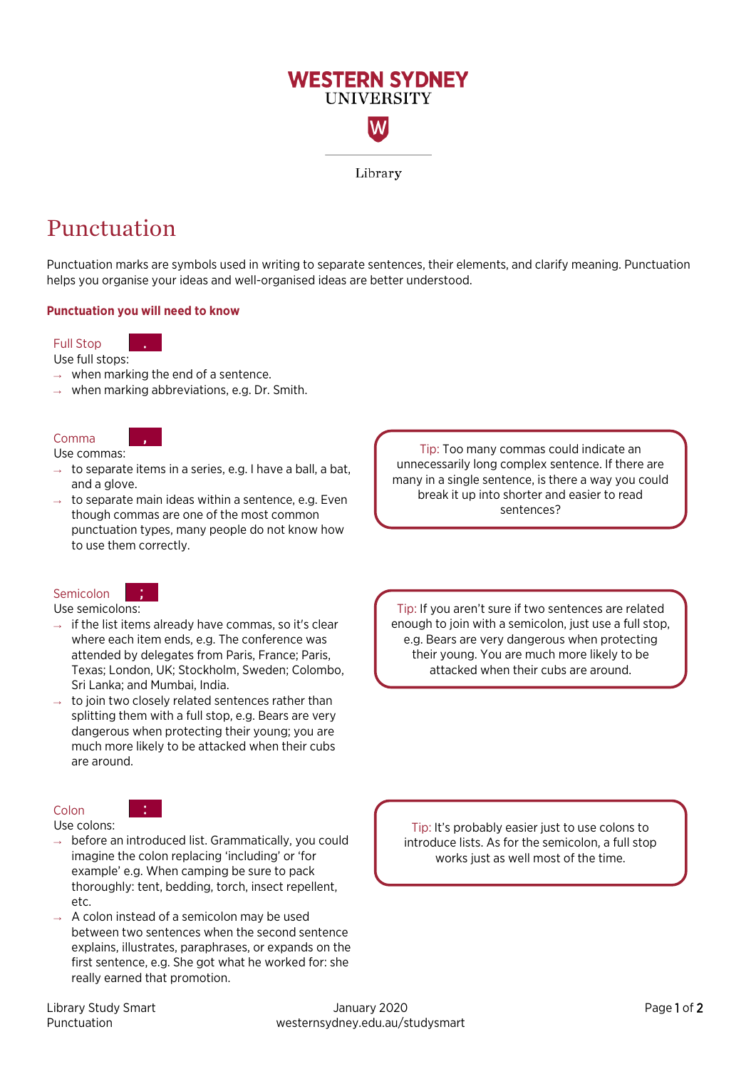WESTERN SYDNEY UNIVERSITY

Library

# Punctuation

Punctuation marks are symbols used in writing to separate sentences, their elements, and clarify meaning. Punctuation helps you organise your ideas and well-organised ideas are better understood.

## Punctuation you will need to know

### Full Stop .

Use full stops:

- when marking the end of a sentence.
- when marking abbreviations, e.g. Dr. Smith.

### Comma ,

Use commas:

- to separate items in a series, e.g. I have a ball, a bat, and a glove.
- to separate main ideas within a sentence, e.g. Even though commas are one of the most common punctuation types, many people do not know how to use them correctly.

> Tip: Too many commas could indicate an unnecessarily long complex sentence. If there are many in a single sentence, is there a way you could break it up into shorter and easier to read sentences?

### Semicolon ;

Use semicolons:

- if the list items already have commas, so it's clear where each item ends, e.g. The conference was attended by delegates from Paris, France; Paris, Texas; London, UK; Stockholm, Sweden; Colombo, Sri Lanka; and Mumbai, India.
- to join two closely related sentences rather than splitting them with a full stop, e.g. Bears are very dangerous when protecting their young; you are much more likely to be attacked when their cubs are around.

> Tip: If you aren't sure if two sentences are related enough to join with a semicolon, just use a full stop, e.g. Bears are very dangerous when protecting their young. You are much more likely to be attacked when their cubs are around.

### Colon :

Use colons:

- before an introduced list. Grammatically, you could imagine the colon replacing 'including' or 'for example' e.g. When camping be sure to pack thoroughly: tent, bedding, torch, insect repellent, etc.
- A colon instead of a semicolon may be used between two sentences when the second sentence explains, illustrates, paraphrases, or expands on the first sentence, e.g. She got what he worked for: she really earned that promotion.

> Tip: It's probably easier just to use colons to introduce lists. As for the semicolon, a full stop works just as well most of the time.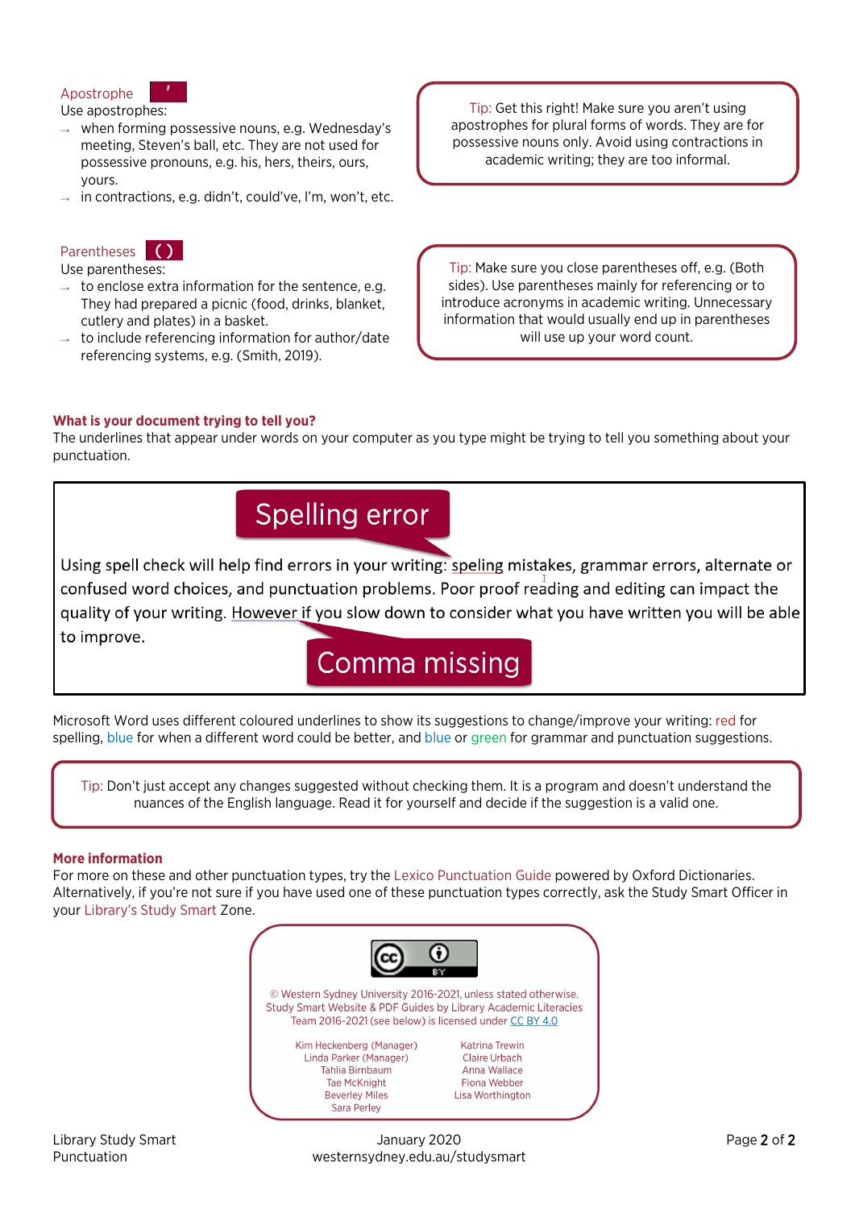### Apostrophe '

Use apostrophes:

- when forming possessive nouns, e.g. Wednesday's meeting, Steven's ball, etc. They are not used for possessive pronouns, e.g. his, hers, theirs, ours, yours.
- in contractions, e.g. didn't, could've, I'm, won't, etc.

> Tip: Get this right! Make sure you aren't using apostrophes for plural forms of words. They are for possessive nouns only. Avoid using contractions in academic writing; they are too informal.

### Parentheses ( )

Use parentheses:

- to enclose extra information for the sentence, e.g. They had prepared a picnic (food, drinks, blanket, cutlery and plates) in a basket.
- to include referencing information for author/date referencing systems, e.g. (Smith, 2019).

> Tip: Make sure you close parentheses off, e.g. (Both sides). Use parentheses mainly for referencing or to introduce acronyms in academic writing. Unnecessary information that would usually end up in parentheses will use up your word count.

## What is your document trying to tell you?

The underlines that appear under words on your computer as you type might be trying to tell you something about your punctuation.

> **Spelling error**
>
> Using spell check will help find errors in your writing: speling mistakes, grammar errors, alternate or confused word choices, and punctuation problems. Poor proof reading and editing can impact the quality of your writing. However if you slow down to consider what you have written you will be able to improve.
>
> **Comma missing**

Microsoft Word uses different coloured underlines to show its suggestions to change/improve your writing: red for spelling, blue for when a different word could be better, and blue or green for grammar and punctuation suggestions.

> Tip: Don't just accept any changes suggested without checking them. It is a program and doesn't understand the nuances of the English language. Read it for yourself and decide if the suggestion is a valid one.

## More information

For more on these and other punctuation types, try the Lexico Punctuation Guide powered by Oxford Dictionaries. Alternatively, if you're not sure if you have used one of these punctuation types correctly, ask the Study Smart Officer in your Library's Study Smart Zone.

CC BY

© Western Sydney University 2016-2021, unless stated otherwise. Study Smart Website & PDF Guides by Library Academic Literacies Team 2016-2021 (see below) is licensed under CC BY 4.0

Kim Heckenberg (Manager)
Linda Parker (Manager)
Tahlia Birnbaum
Tae McKnight
Beverley Miles
Sara Perley
Katrina Trewin
Claire Urbach
Anna Wallace
Fiona Webber
Lisa Worthington

Library Study Smart
Punctuation

January 2020
westernsydney.edu.au/studysmart